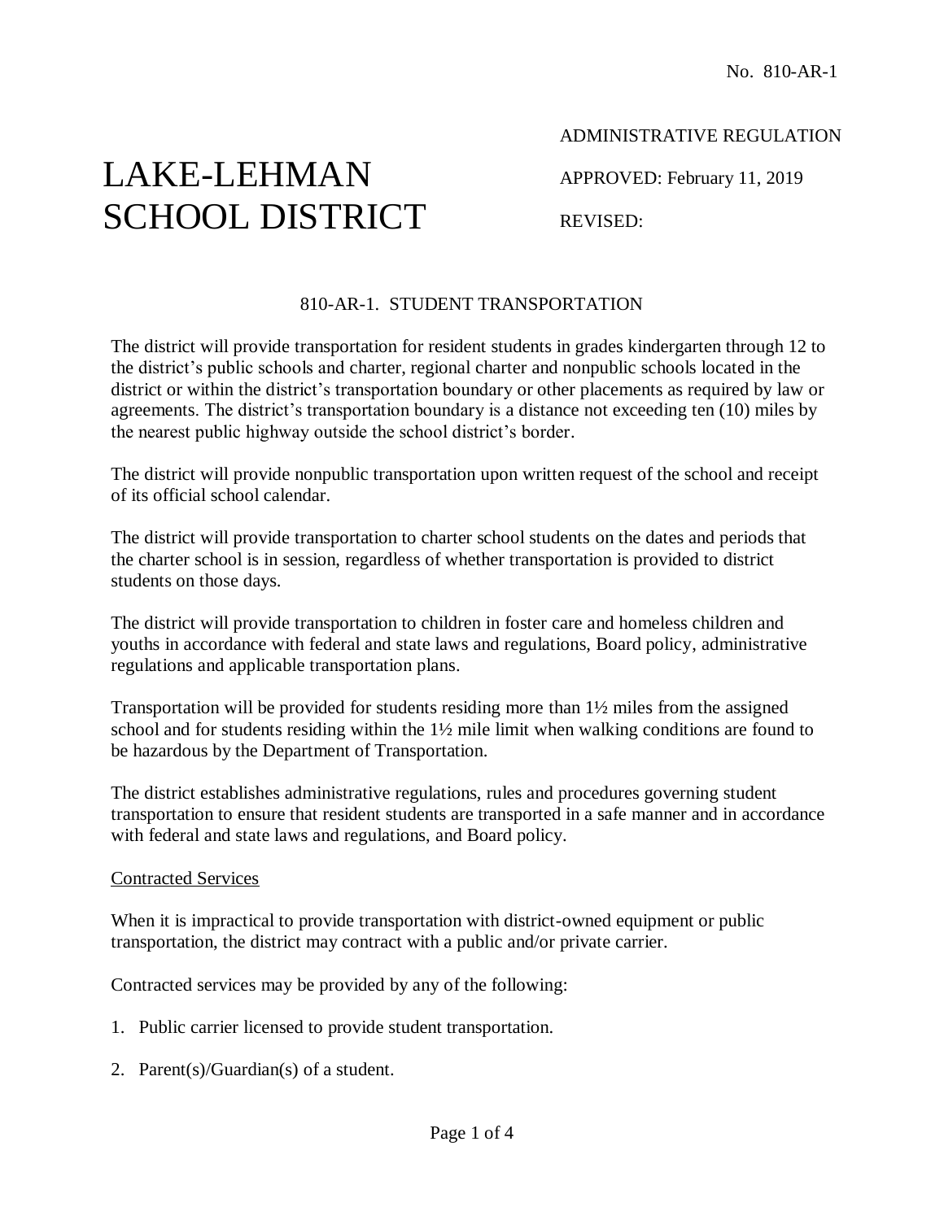No. 810-AR-1

ADMINISTRATIVE REGULATION

# LAKE-LEHMAN SCHOOL DISTRICT

APPROVED: February 11, 2019

REVISED:

## 810-AR-1. STUDENT TRANSPORTATION

The district will provide transportation for resident students in grades kindergarten through 12 to the district's public schools and charter, regional charter and nonpublic schools located in the district or within the district's transportation boundary or other placements as required by law or agreements. The district's transportation boundary is a distance not exceeding ten (10) miles by the nearest public highway outside the school district's border.

The district will provide nonpublic transportation upon written request of the school and receipt of its official school calendar.

The district will provide transportation to charter school students on the dates and periods that the charter school is in session, regardless of whether transportation is provided to district students on those days.

The district will provide transportation to children in foster care and homeless children and youths in accordance with federal and state laws and regulations, Board policy, administrative regulations and applicable transportation plans.

Transportation will be provided for students residing more than 1½ miles from the assigned school and for students residing within the 1½ mile limit when walking conditions are found to be hazardous by the Department of Transportation.

The district establishes administrative regulations, rules and procedures governing student transportation to ensure that resident students are transported in a safe manner and in accordance with federal and state laws and regulations, and Board policy.

### Contracted Services

When it is impractical to provide transportation with district-owned equipment or public transportation, the district may contract with a public and/or private carrier.

Contracted services may be provided by any of the following:

1. Public carrier licensed to provide student transportation.

2. Parent(s)/Guardian(s) of a student.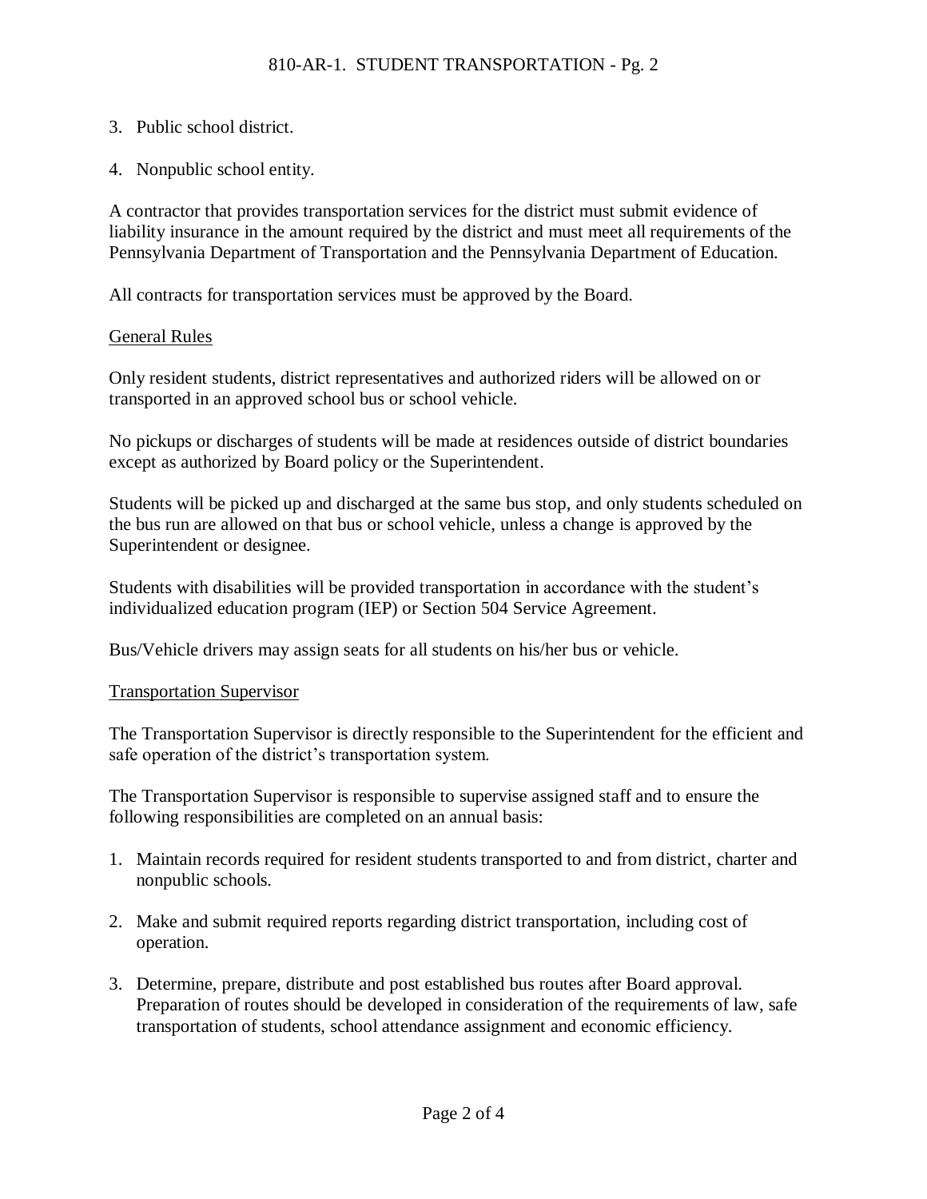3. Public school district.

4. Nonpublic school entity.

A contractor that provides transportation services for the district must submit evidence of liability insurance in the amount required by the district and must meet all requirements of the Pennsylvania Department of Transportation and the Pennsylvania Department of Education.

All contracts for transportation services must be approved by the Board.

## General Rules

Only resident students, district representatives and authorized riders will be allowed on or transported in an approved school bus or school vehicle.

No pickups or discharges of students will be made at residences outside of district boundaries except as authorized by Board policy or the Superintendent.

Students will be picked up and discharged at the same bus stop, and only students scheduled on the bus run are allowed on that bus or school vehicle, unless a change is approved by the Superintendent or designee.

Students with disabilities will be provided transportation in accordance with the student's individualized education program (IEP) or Section 504 Service Agreement.

Bus/Vehicle drivers may assign seats for all students on his/her bus or vehicle.

## Transportation Supervisor

The Transportation Supervisor is directly responsible to the Superintendent for the efficient and safe operation of the district's transportation system.

The Transportation Supervisor is responsible to supervise assigned staff and to ensure the following responsibilities are completed on an annual basis:

1. Maintain records required for resident students transported to and from district, charter and nonpublic schools.

2. Make and submit required reports regarding district transportation, including cost of operation.

3. Determine, prepare, distribute and post established bus routes after Board approval. Preparation of routes should be developed in consideration of the requirements of law, safe transportation of students, school attendance assignment and economic efficiency.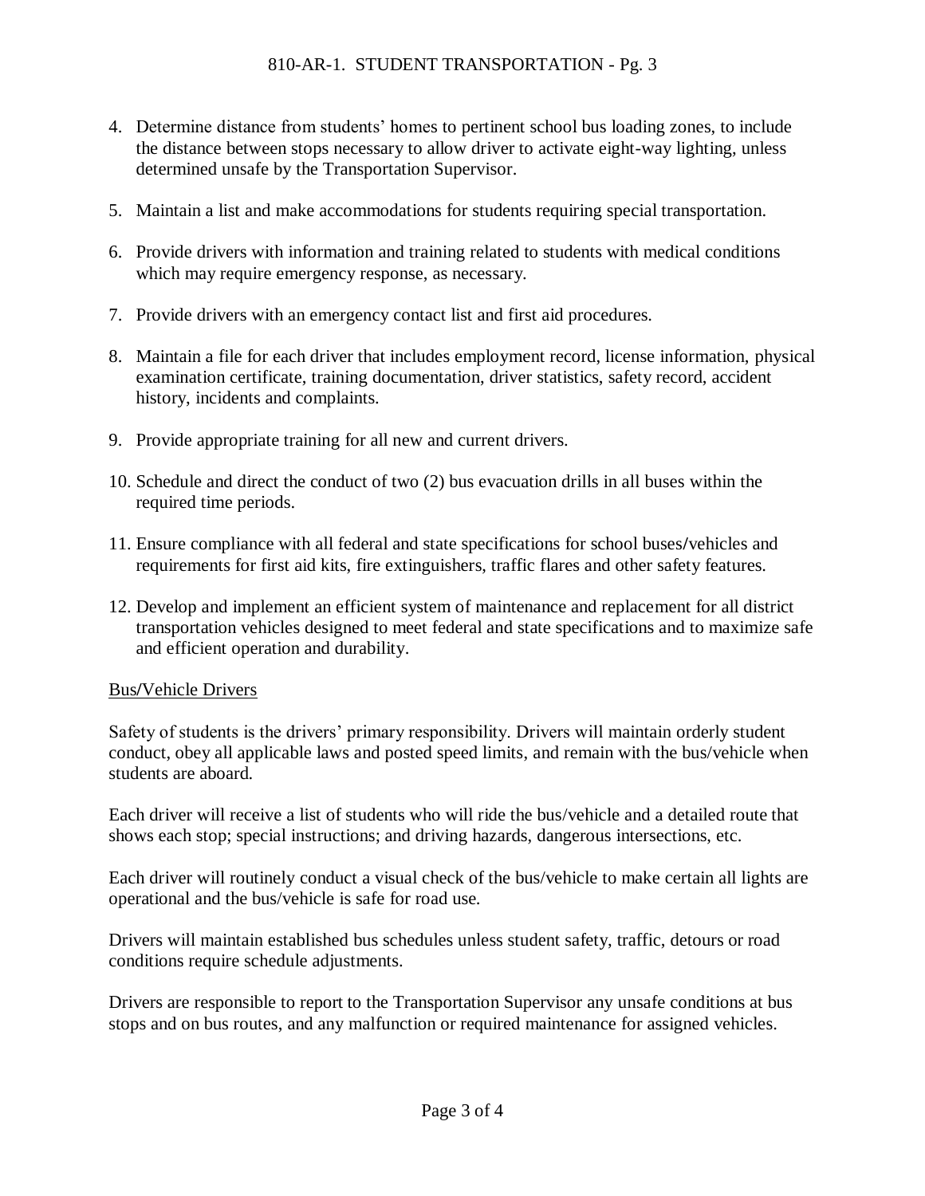4. Determine distance from students' homes to pertinent school bus loading zones, to include the distance between stops necessary to allow driver to activate eight-way lighting, unless determined unsafe by the Transportation Supervisor.

5. Maintain a list and make accommodations for students requiring special transportation.

6. Provide drivers with information and training related to students with medical conditions which may require emergency response, as necessary.

7. Provide drivers with an emergency contact list and first aid procedures.

8. Maintain a file for each driver that includes employment record, license information, physical examination certificate, training documentation, driver statistics, safety record, accident history, incidents and complaints.

9. Provide appropriate training for all new and current drivers.

10. Schedule and direct the conduct of two (2) bus evacuation drills in all buses within the required time periods.

11. Ensure compliance with all federal and state specifications for school buses/vehicles and requirements for first aid kits, fire extinguishers, traffic flares and other safety features.

12. Develop and implement an efficient system of maintenance and replacement for all district transportation vehicles designed to meet federal and state specifications and to maximize safe and efficient operation and durability.

<u>Bus/Vehicle Drivers</u>

Safety of students is the drivers' primary responsibility. Drivers will maintain orderly student conduct, obey all applicable laws and posted speed limits, and remain with the bus/vehicle when students are aboard.

Each driver will receive a list of students who will ride the bus/vehicle and a detailed route that shows each stop; special instructions; and driving hazards, dangerous intersections, etc.

Each driver will routinely conduct a visual check of the bus/vehicle to make certain all lights are operational and the bus/vehicle is safe for road use.

Drivers will maintain established bus schedules unless student safety, traffic, detours or road conditions require schedule adjustments.

Drivers are responsible to report to the Transportation Supervisor any unsafe conditions at bus stops and on bus routes, and any malfunction or required maintenance for assigned vehicles.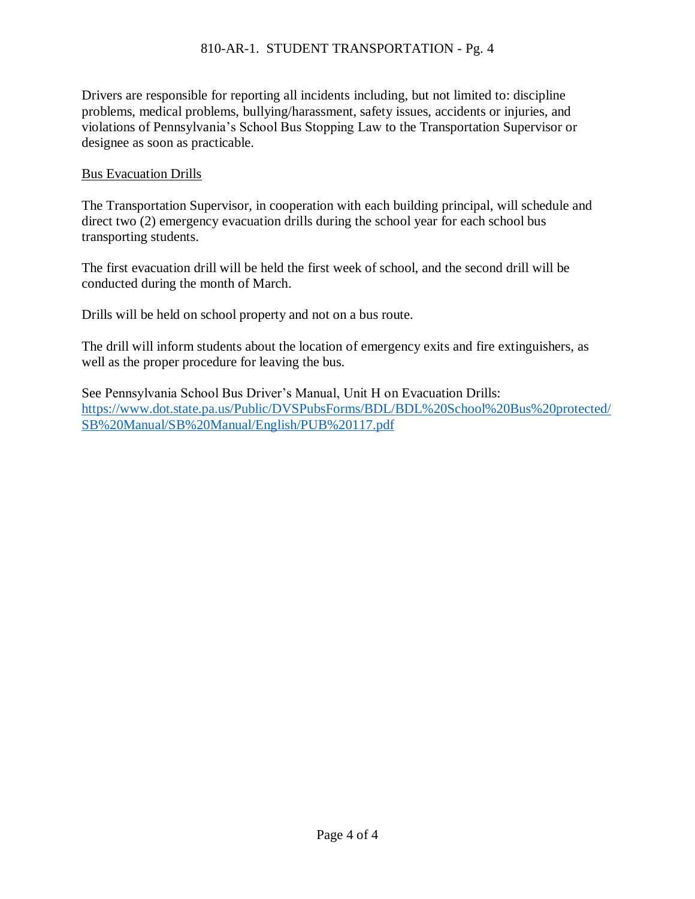Drivers are responsible for reporting all incidents including, but not limited to: discipline problems, medical problems, bullying/harassment, safety issues, accidents or injuries, and violations of Pennsylvania's School Bus Stopping Law to the Transportation Supervisor or designee as soon as practicable.

<u>Bus Evacuation Drills</u>

The Transportation Supervisor, in cooperation with each building principal, will schedule and direct two (2) emergency evacuation drills during the school year for each school bus transporting students.

The first evacuation drill will be held the first week of school, and the second drill will be conducted during the month of March.

Drills will be held on school property and not on a bus route.

The drill will inform students about the location of emergency exits and fire extinguishers, as well as the proper procedure for leaving the bus.

See Pennsylvania School Bus Driver's Manual, Unit H on Evacuation Drills: [https://www.dot.state.pa.us/Public/DVSPubsForms/BDL/BDL%20School%20Bus%20protected/SB%20Manual/SB%20Manual/English/PUB%20117.pdf](https://www.dot.state.pa.us/Public/DVSPubsForms/BDL/BDL%20School%20Bus%20protected/SB%20Manual/SB%20Manual/English/PUB%20117.pdf)